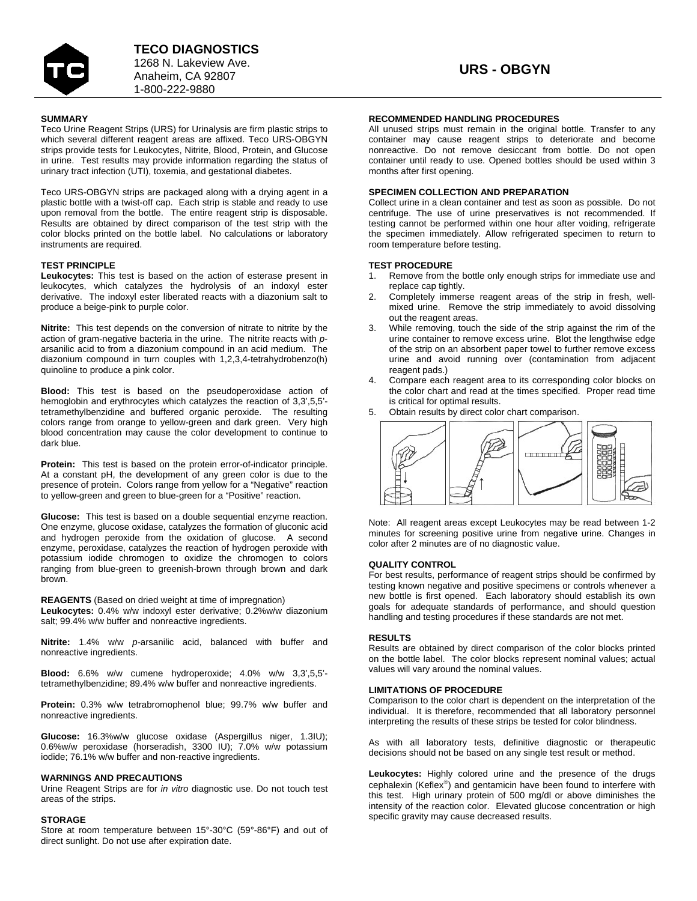**TECO DIAGNOSTICS**
1268 N. Lakeview Ave.
Anaheim, CA 92807
1-800-222-9880

# URS - OBGYN

## SUMMARY

Teco Urine Reagent Strips (URS) for Urinalysis are firm plastic strips to which several different reagent areas are affixed. Teco URS-OBGYN strips provide tests for Leukocytes, Nitrite, Blood, Protein, and Glucose in urine. Test results may provide information regarding the status of urinary tract infection (UTI), toxemia, and gestational diabetes.

Teco URS-OBGYN strips are packaged along with a drying agent in a plastic bottle with a twist-off cap. Each strip is stable and ready to use upon removal from the bottle. The entire reagent strip is disposable. Results are obtained by direct comparison of the test strip with the color blocks printed on the bottle label. No calculations or laboratory instruments are required.

## TEST PRINCIPLE

**Leukocytes:** This test is based on the action of esterase present in leukocytes, which catalyzes the hydrolysis of an indoxyl ester derivative. The indoxyl ester liberated reacts with a diazonium salt to produce a beige-pink to purple color.

**Nitrite:** This test depends on the conversion of nitrate to nitrite by the action of gram-negative bacteria in the urine. The nitrite reacts with *p*-arsanilic acid to from a diazonium compound in an acid medium. The diazonium compound in turn couples with 1,2,3,4-tetrahydrobenzo(h) quinoline to produce a pink color.

**Blood:** This test is based on the pseudoperoxidase action of hemoglobin and erythrocytes which catalyzes the reaction of 3,3',5,5'-tetramethylbenzidine and buffered organic peroxide. The resulting colors range from orange to yellow-green and dark green. Very high blood concentration may cause the color development to continue to dark blue.

**Protein:** This test is based on the protein error-of-indicator principle. At a constant pH, the development of any green color is due to the presence of protein. Colors range from yellow for a "Negative" reaction to yellow-green and green to blue-green for a "Positive" reaction.

**Glucose:** This test is based on a double sequential enzyme reaction. One enzyme, glucose oxidase, catalyzes the formation of gluconic acid and hydrogen peroxide from the oxidation of glucose. A second enzyme, peroxidase, catalyzes the reaction of hydrogen peroxide with potassium iodide chromogen to oxidize the chromogen to colors ranging from blue-green to greenish-brown through brown and dark brown.

## REAGENTS (Based on dried weight at time of impregnation)

**Leukocytes:** 0.4% w/w indoxyl ester derivative; 0.2%w/w diazonium salt; 99.4% w/w buffer and nonreactive ingredients.

**Nitrite:** 1.4% w/w *p*-arsanilic acid, balanced with buffer and nonreactive ingredients.

**Blood:** 6.6% w/w cumene hydroperoxide; 4.0% w/w 3,3',5,5'-tetramethylbenzidine; 89.4% w/w buffer and nonreactive ingredients.

**Protein:** 0.3% w/w tetrabromophenol blue; 99.7% w/w buffer and nonreactive ingredients.

**Glucose:** 16.3%w/w glucose oxidase (Aspergillus niger, 1.3IU); 0.6%w/w peroxidase (horseradish, 3300 IU); 7.0% w/w potassium iodide; 76.1% w/w buffer and non-reactive ingredients.

## WARNINGS AND PRECAUTIONS

Urine Reagent Strips are for *in vitro* diagnostic use. Do not touch test areas of the strips.

## STORAGE

Store at room temperature between 15°-30°C (59°-86°F) and out of direct sunlight. Do not use after expiration date.

## RECOMMENDED HANDLING PROCEDURES

All unused strips must remain in the original bottle. Transfer to any container may cause reagent strips to deteriorate and become nonreactive. Do not remove desiccant from bottle. Do not open container until ready to use. Opened bottles should be used within 3 months after first opening.

## SPECIMEN COLLECTION AND PREPARATION

Collect urine in a clean container and test as soon as possible. Do not centrifuge. The use of urine preservatives is not recommended. If testing cannot be performed within one hour after voiding, refrigerate the specimen immediately. Allow refrigerated specimen to return to room temperature before testing.

## TEST PROCEDURE

1. Remove from the bottle only enough strips for immediate use and replace cap tightly.
2. Completely immerse reagent areas of the strip in fresh, well-mixed urine. Remove the strip immediately to avoid dissolving out the reagent areas.
3. While removing, touch the side of the strip against the rim of the urine container to remove excess urine. Blot the lengthwise edge of the strip on an absorbent paper towel to further remove excess urine and avoid running over (contamination from adjacent reagent pads.)
4. Compare each reagent area to its corresponding color blocks on the color chart and read at the times specified. Proper read time is critical for optimal results.
5. Obtain results by direct color chart comparison.

Note: All reagent areas except Leukocytes may be read between 1-2 minutes for screening positive urine from negative urine. Changes in color after 2 minutes are of no diagnostic value.

## QUALITY CONTROL

For best results, performance of reagent strips should be confirmed by testing known negative and positive specimens or controls whenever a new bottle is first opened. Each laboratory should establish its own goals for adequate standards of performance, and should question handling and testing procedures if these standards are not met.

## RESULTS

Results are obtained by direct comparison of the color blocks printed on the bottle label. The color blocks represent nominal values; actual values will vary around the nominal values.

## LIMITATIONS OF PROCEDURE

Comparison to the color chart is dependent on the interpretation of the individual. It is therefore, recommended that all laboratory personnel interpreting the results of these strips be tested for color blindness.

As with all laboratory tests, definitive diagnostic or therapeutic decisions should not be based on any single test result or method.

**Leukocytes:** Highly colored urine and the presence of the drugs cephalexin (Keflex®) and gentamicin have been found to interfere with this test. High urinary protein of 500 mg/dl or above diminishes the intensity of the reaction color. Elevated glucose concentration or high specific gravity may cause decreased results.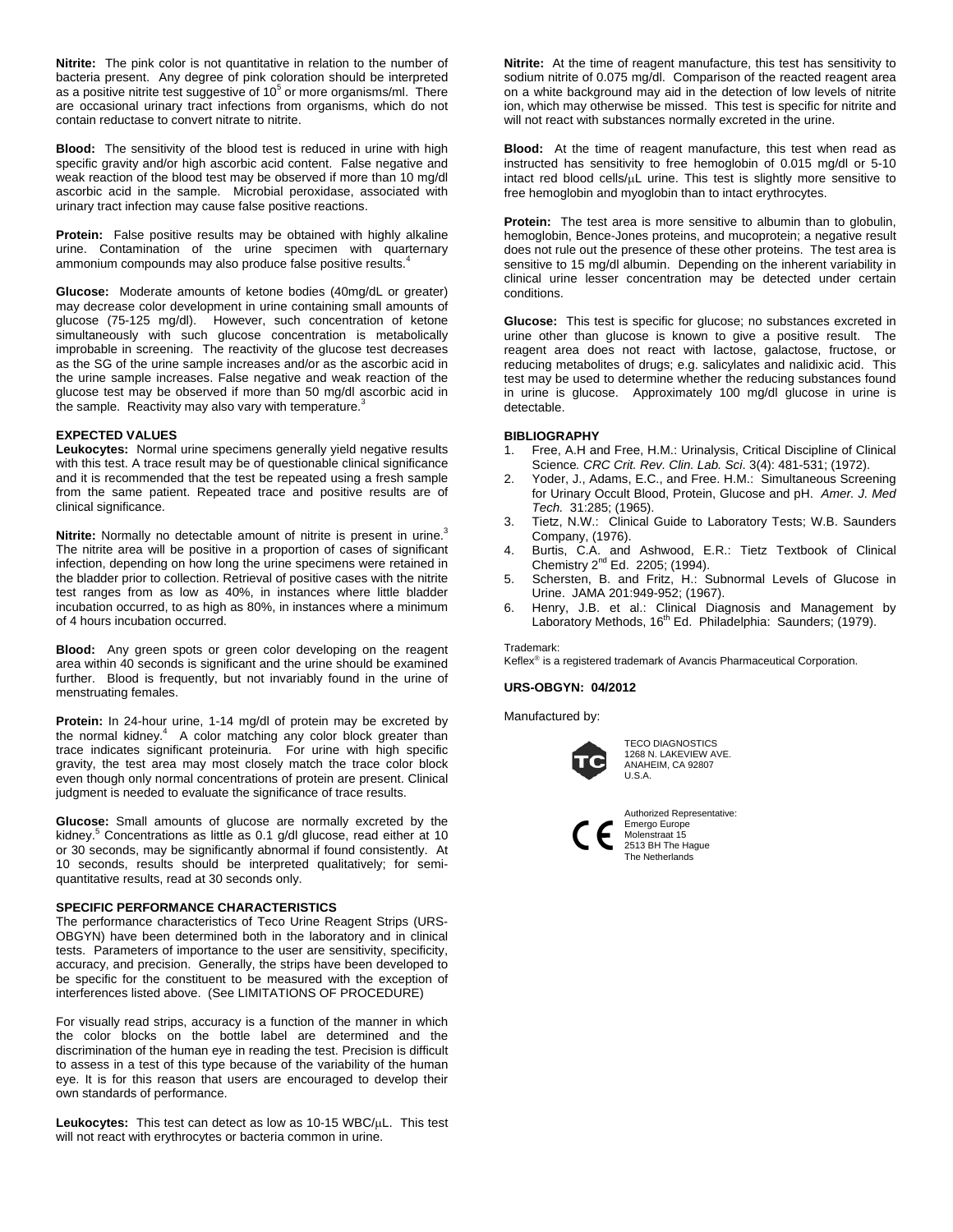**Nitrite:** The pink color is not quantitative in relation to the number of bacteria present. Any degree of pink coloration should be interpreted as a positive nitrite test suggestive of $10^5$ or more organisms/ml. There are occasional urinary tract infections from organisms, which do not contain reductase to convert nitrate to nitrite.

**Blood:** The sensitivity of the blood test is reduced in urine with high specific gravity and/or high ascorbic acid content. False negative and weak reaction of the blood test may be observed if more than 10 mg/dl ascorbic acid in the sample. Microbial peroxidase, associated with urinary tract infection may cause false positive reactions.

**Protein:** False positive results may be obtained with highly alkaline urine. Contamination of the urine specimen with quarternary ammonium compounds may also produce false positive results.[4]

**Glucose:** Moderate amounts of ketone bodies (40mg/dL or greater) may decrease color development in urine containing small amounts of glucose (75-125 mg/dl). However, such concentration of ketone simultaneously with such glucose concentration is metabolically improbable in screening. The reactivity of the glucose test decreases as the SG of the urine sample increases and/or as the ascorbic acid in the urine sample increases. False negative and weak reaction of the glucose test may be observed if more than 50 mg/dl ascorbic acid in the sample. Reactivity may also vary with temperature.[3]

**EXPECTED VALUES**

**Leukocytes:** Normal urine specimens generally yield negative results with this test. A trace result may be of questionable clinical significance and it is recommended that the test be repeated using a fresh sample from the same patient. Repeated trace and positive results are of clinical significance.

**Nitrite:** Normally no detectable amount of nitrite is present in urine.[3] The nitrite area will be positive in a proportion of cases of significant infection, depending on how long the urine specimens were retained in the bladder prior to collection. Retrieval of positive cases with the nitrite test ranges from as low as 40%, in instances where little bladder incubation occurred, to as high as 80%, in instances where a minimum of 4 hours incubation occurred.

**Blood:** Any green spots or green color developing on the reagent area within 40 seconds is significant and the urine should be examined further. Blood is frequently, but not invariably found in the urine of menstruating females.

**Protein:** In 24-hour urine, 1-14 mg/dl of protein may be excreted by the normal kidney.[4] A color matching any color block greater than trace indicates significant proteinuria. For urine with high specific gravity, the test area may most closely match the trace color block even though only normal concentrations of protein are present. Clinical judgment is needed to evaluate the significance of trace results.

**Glucose:** Small amounts of glucose are normally excreted by the kidney.[5] Concentrations as little as 0.1 g/dl glucose, read either at 10 or 30 seconds, may be significantly abnormal if found consistently. At 10 seconds, results should be interpreted qualitatively; for semi-quantitative results, read at 30 seconds only.

**SPECIFIC PERFORMANCE CHARACTERISTICS**

The performance characteristics of Teco Urine Reagent Strips (URS-OBGYN) have been determined both in the laboratory and in clinical tests. Parameters of importance to the user are sensitivity, specificity, accuracy, and precision. Generally, the strips have been developed to be specific for the constituent to be measured with the exception of interferences listed above. (See LIMITATIONS OF PROCEDURE)

For visually read strips, accuracy is a function of the manner in which the color blocks on the bottle label are determined and the discrimination of the human eye in reading the test. Precision is difficult to assess in a test of this type because of the variability of the human eye. It is for this reason that users are encouraged to develop their own standards of performance.

**Leukocytes:** This test can detect as low as 10-15 WBC/μL. This test will not react with erythrocytes or bacteria common in urine.

**Nitrite:** At the time of reagent manufacture, this test has sensitivity to sodium nitrite of 0.075 mg/dl. Comparison of the reacted reagent area on a white background may aid in the detection of low levels of nitrite ion, which may otherwise be missed. This test is specific for nitrite and will not react with substances normally excreted in the urine.

**Blood:** At the time of reagent manufacture, this test when read as instructed has sensitivity to free hemoglobin of 0.015 mg/dl or 5-10 intact red blood cells/μL urine. This test is slightly more sensitive to free hemoglobin and myoglobin than to intact erythrocytes.

**Protein:** The test area is more sensitive to albumin than to globulin, hemoglobin, Bence-Jones proteins, and mucoprotein; a negative result does not rule out the presence of these other proteins. The test area is sensitive to 15 mg/dl albumin. Depending on the inherent variability in clinical urine lesser concentration may be detected under certain conditions.

**Glucose:** This test is specific for glucose; no substances excreted in urine other than glucose is known to give a positive result. The reagent area does not react with lactose, galactose, fructose, or reducing metabolites of drugs; e.g. salicylates and nalidixic acid. This test may be used to determine whether the reducing substances found in urine is glucose. Approximately 100 mg/dl glucose in urine is detectable.

**BIBLIOGRAPHY**

1. Free, A.H and Free, H.M.: Urinalysis, Critical Discipline of Clinical Science. *CRC Crit. Rev. Clin. Lab. Sci*. 3(4): 481-531; (1972).
2. Yoder, J., Adams, E.C., and Free. H.M.: Simultaneous Screening for Urinary Occult Blood, Protein, Glucose and pH. *Amer. J. Med Tech.* 31:285; (1965).
3. Tietz, N.W.: Clinical Guide to Laboratory Tests; W.B. Saunders Company, (1976).
4. Burtis, C.A. and Ashwood, E.R.: Tietz Textbook of Clinical Chemistry 2nd Ed. 2205; (1994).
5. Schersten, B. and Fritz, H.: Subnormal Levels of Glucose in Urine. JAMA 201:949-952; (1967).
6. Henry, J.B. et al.: Clinical Diagnosis and Management by Laboratory Methods, 16th Ed. Philadelphia: Saunders; (1979).

Trademark:
Keflex® is a registered trademark of Avancis Pharmaceutical Corporation.

**URS-OBGYN: 04/2012**

Manufactured by:

TECO DIAGNOSTICS
1268 N. LAKEVIEW AVE.
ANAHEIM, CA 92807
U.S.A.

Authorized Representative:
Emergo Europe
Molenstraat 15
2513 BH The Hague
The Netherlands